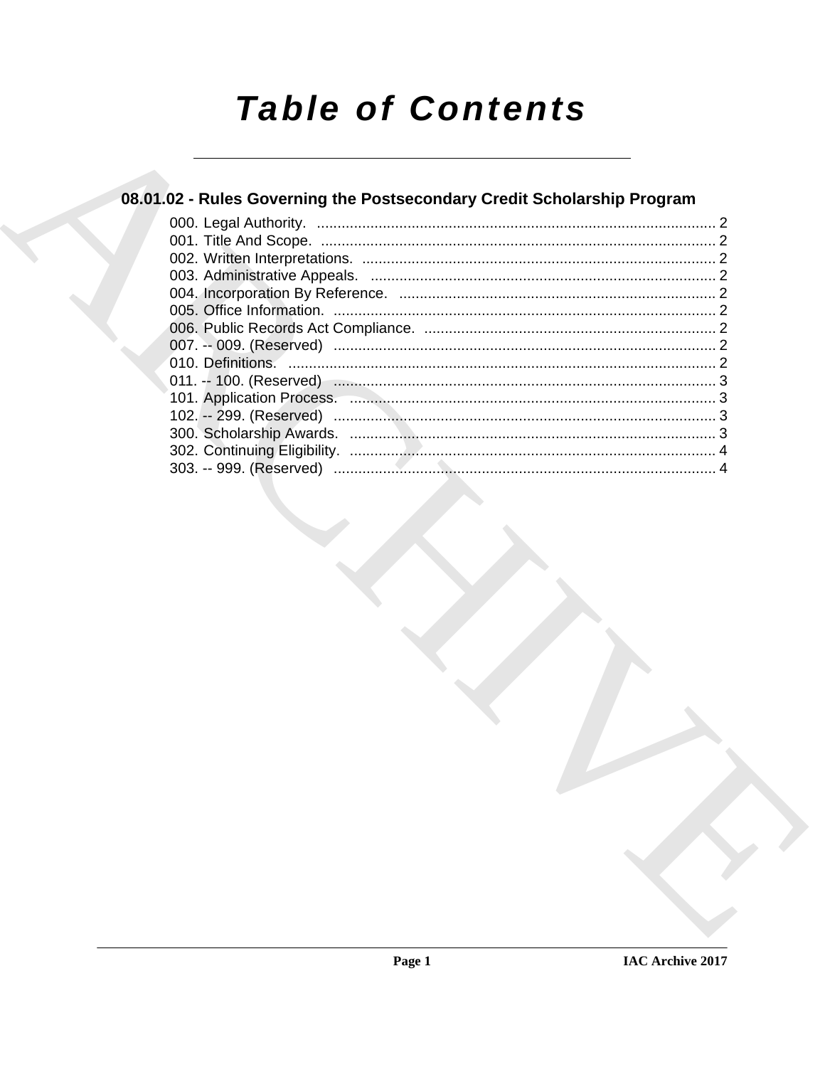# Table of Contents

## 08.01.02 - Rules Governing the Postsecondary Credit Scholarship Program

000. Legal Authority. ........................................................................................ 2
001. Title And Scope. ........................................................................................ 2
002. Written Interpretations. ............................................................................ 2
003. Administrative Appeals. ........................................................................... 2
004. Incorporation By Reference. .................................................................... 2
005. Office Information. ................................................................................... 2
006. Public Records Act Compliance. .............................................................. 2
007. -- 009. (Reserved) .................................................................................... 2
010. Definitions. ............................................................................................... 2
011. -- 100. (Reserved) .................................................................................... 3
101. Application Process. ................................................................................ 3
102. -- 299. (Reserved) .................................................................................... 3
300. Scholarship Awards. ................................................................................ 3
302. Continuing Eligibility. ............................................................................... 4
303. -- 999. (Reserved) .................................................................................... 4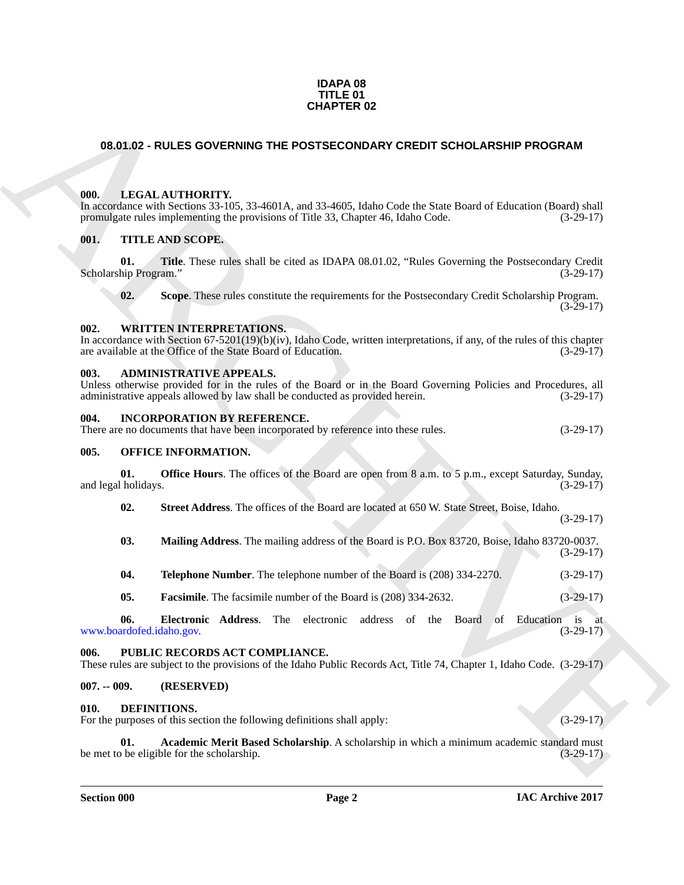**IDAPA 08**
**TITLE 01**
**CHAPTER 02**

## 08.01.02 - RULES GOVERNING THE POSTSECONDARY CREDIT SCHOLARSHIP PROGRAM

### 000. LEGAL AUTHORITY.

In accordance with Sections 33-105, 33-4601A, and 33-4605, Idaho Code the State Board of Education (Board) shall promulgate rules implementing the provisions of Title 33, Chapter 46, Idaho Code. (3-29-17)

### 001. TITLE AND SCOPE.

**01. Title**. These rules shall be cited as IDAPA 08.01.02, "Rules Governing the Postsecondary Credit Scholarship Program." (3-29-17)

**02. Scope**. These rules constitute the requirements for the Postsecondary Credit Scholarship Program. (3-29-17)

### 002. WRITTEN INTERPRETATIONS.

In accordance with Section 67-5201(19)(b)(iv), Idaho Code, written interpretations, if any, of the rules of this chapter are available at the Office of the State Board of Education. (3-29-17)

### 003. ADMINISTRATIVE APPEALS.

Unless otherwise provided for in the rules of the Board or in the Board Governing Policies and Procedures, all administrative appeals allowed by law shall be conducted as provided herein. (3-29-17)

### 004. INCORPORATION BY REFERENCE.

There are no documents that have been incorporated by reference into these rules. (3-29-17)

### 005. OFFICE INFORMATION.

**01. Office Hours**. The offices of the Board are open from 8 a.m. to 5 p.m., except Saturday, Sunday, and legal holidays. (3-29-17)

**02. Street Address**. The offices of the Board are located at 650 W. State Street, Boise, Idaho. (3-29-17)

**03. Mailing Address**. The mailing address of the Board is P.O. Box 83720, Boise, Idaho 83720-0037. (3-29-17)

**04. Telephone Number**. The telephone number of the Board is (208) 334-2270. (3-29-17)

**05. Facsimile**. The facsimile number of the Board is (208) 334-2632. (3-29-17)

**06. Electronic Address**. The electronic address of the Board of Education is at www.boardofed.idaho.gov. (3-29-17)

### 006. PUBLIC RECORDS ACT COMPLIANCE.

These rules are subject to the provisions of the Idaho Public Records Act, Title 74, Chapter 1, Idaho Code. (3-29-17)

### 007. -- 009. (RESERVED)

### 010. DEFINITIONS.

For the purposes of this section the following definitions shall apply: (3-29-17)

**01. Academic Merit Based Scholarship**. A scholarship in which a minimum academic standard must be met to be eligible for the scholarship. (3-29-17)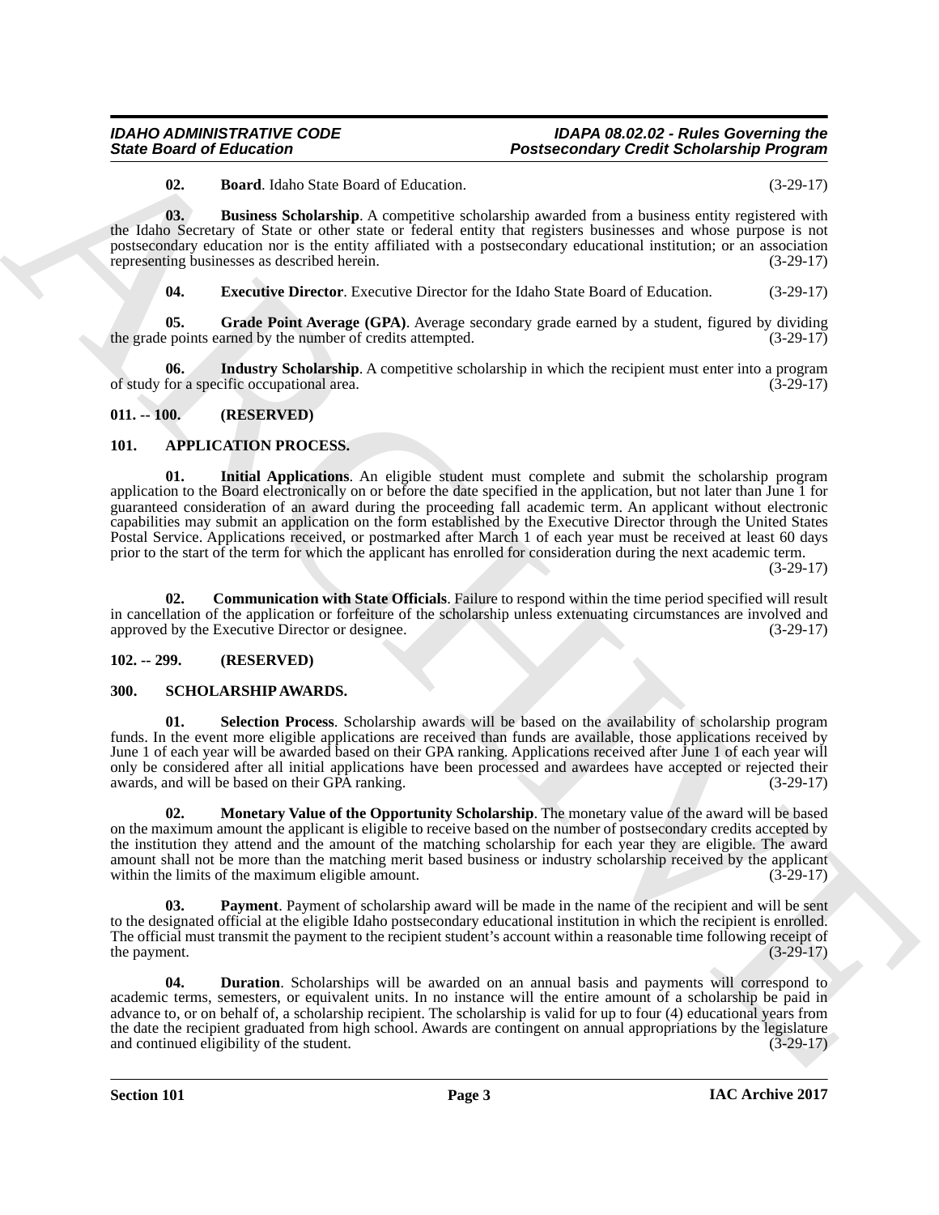**02. Board**. Idaho State Board of Education. (3-29-17)

**03. Business Scholarship**. A competitive scholarship awarded from a business entity registered with the Idaho Secretary of State or other state or federal entity that registers businesses and whose purpose is not postsecondary education nor is the entity affiliated with a postsecondary educational institution; or an association representing businesses as described herein. (3-29-17)

**04. Executive Director**. Executive Director for the Idaho State Board of Education. (3-29-17)

**05. Grade Point Average (GPA)**. Average secondary grade earned by a student, figured by dividing the grade points earned by the number of credits attempted. (3-29-17)

**06. Industry Scholarship**. A competitive scholarship in which the recipient must enter into a program of study for a specific occupational area. (3-29-17)

## 011. -- 100. (RESERVED)

## 101. APPLICATION PROCESS.

**01. Initial Applications**. An eligible student must complete and submit the scholarship program application to the Board electronically on or before the date specified in the application, but not later than June 1 for guaranteed consideration of an award during the proceeding fall academic term. An applicant without electronic capabilities may submit an application on the form established by the Executive Director through the United States Postal Service. Applications received, or postmarked after March 1 of each year must be received at least 60 days prior to the start of the term for which the applicant has enrolled for consideration during the next academic term. (3-29-17)

**02. Communication with State Officials**. Failure to respond within the time period specified will result in cancellation of the application or forfeiture of the scholarship unless extenuating circumstances are involved and approved by the Executive Director or designee. (3-29-17)

## 102. -- 299. (RESERVED)

## 300. SCHOLARSHIP AWARDS.

**01. Selection Process**. Scholarship awards will be based on the availability of scholarship program funds. In the event more eligible applications are received than funds are available, those applications received by June 1 of each year will be awarded based on their GPA ranking. Applications received after June 1 of each year will only be considered after all initial applications have been processed and awardees have accepted or rejected their awards, and will be based on their GPA ranking. (3-29-17)

**02. Monetary Value of the Opportunity Scholarship**. The monetary value of the award will be based on the maximum amount the applicant is eligible to receive based on the number of postsecondary credits accepted by the institution they attend and the amount of the matching scholarship for each year they are eligible. The award amount shall not be more than the matching merit based business or industry scholarship received by the applicant within the limits of the maximum eligible amount. (3-29-17)

**03. Payment**. Payment of scholarship award will be made in the name of the recipient and will be sent to the designated official at the eligible Idaho postsecondary educational institution in which the recipient is enrolled. The official must transmit the payment to the recipient student's account within a reasonable time following receipt of the payment. (3-29-17)

**04. Duration**. Scholarships will be awarded on an annual basis and payments will correspond to academic terms, semesters, or equivalent units. In no instance will the entire amount of a scholarship be paid in advance to, or on behalf of, a scholarship recipient. The scholarship is valid for up to four (4) educational years from the date the recipient graduated from high school. Awards are contingent on annual appropriations by the legislature and continued eligibility of the student. (3-29-17)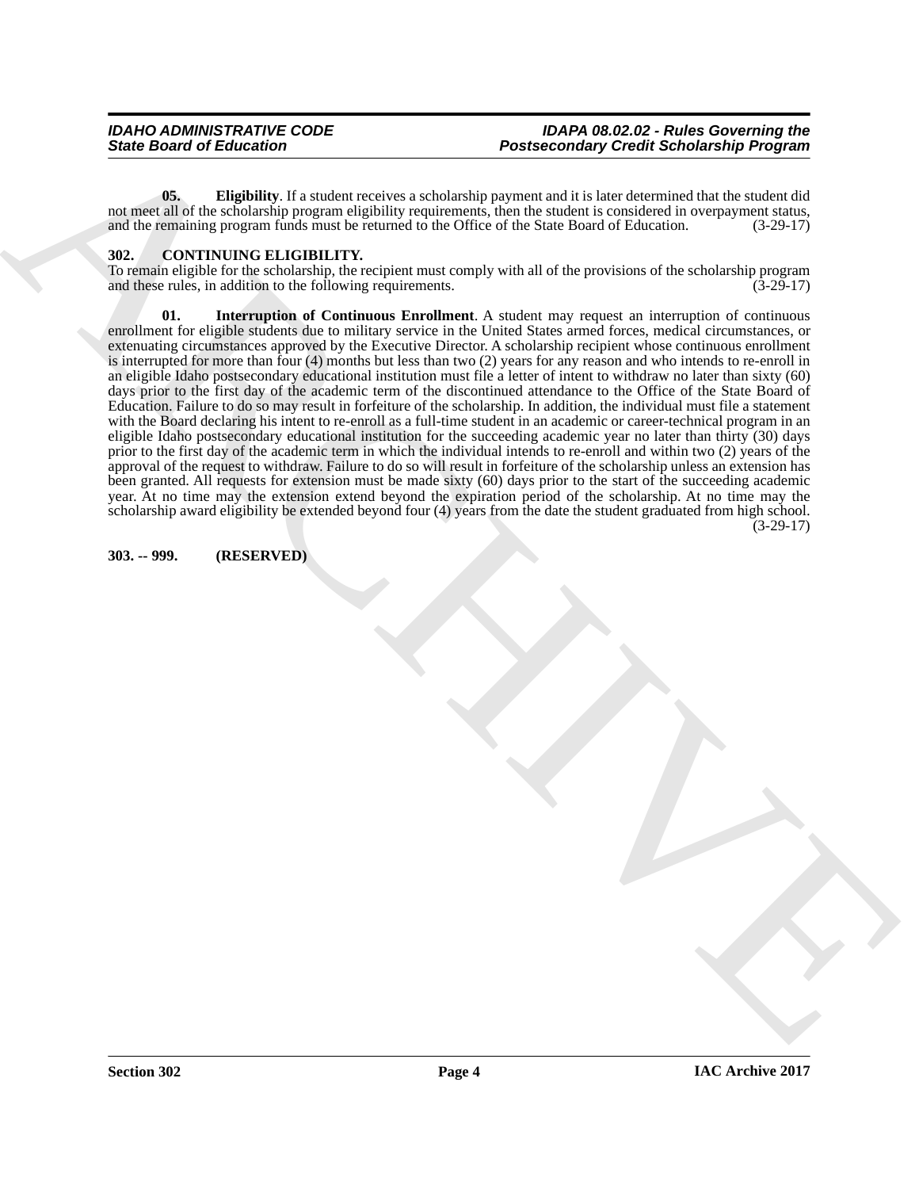**05. Eligibility**. If a student receives a scholarship payment and it is later determined that the student did not meet all of the scholarship program eligibility requirements, then the student is considered in overpayment status, and the remaining program funds must be returned to the Office of the State Board of Education. (3-29-17)

## 302. CONTINUING ELIGIBILITY.

To remain eligible for the scholarship, the recipient must comply with all of the provisions of the scholarship program and these rules, in addition to the following requirements. (3-29-17)

**01. Interruption of Continuous Enrollment**. A student may request an interruption of continuous enrollment for eligible students due to military service in the United States armed forces, medical circumstances, or extenuating circumstances approved by the Executive Director. A scholarship recipient whose continuous enrollment is interrupted for more than four (4) months but less than two (2) years for any reason and who intends to re-enroll in an eligible Idaho postsecondary educational institution must file a letter of intent to withdraw no later than sixty (60) days prior to the first day of the academic term of the discontinued attendance to the Office of the State Board of Education. Failure to do so may result in forfeiture of the scholarship. In addition, the individual must file a statement with the Board declaring his intent to re-enroll as a full-time student in an academic or career-technical program in an eligible Idaho postsecondary educational institution for the succeeding academic year no later than thirty (30) days prior to the first day of the academic term in which the individual intends to re-enroll and within two (2) years of the approval of the request to withdraw. Failure to do so will result in forfeiture of the scholarship unless an extension has been granted. All requests for extension must be made sixty (60) days prior to the start of the succeeding academic year. At no time may the extension extend beyond the expiration period of the scholarship. At no time may the scholarship award eligibility be extended beyond four (4) years from the date the student graduated from high school. (3-29-17)

## 303. -- 999. (RESERVED)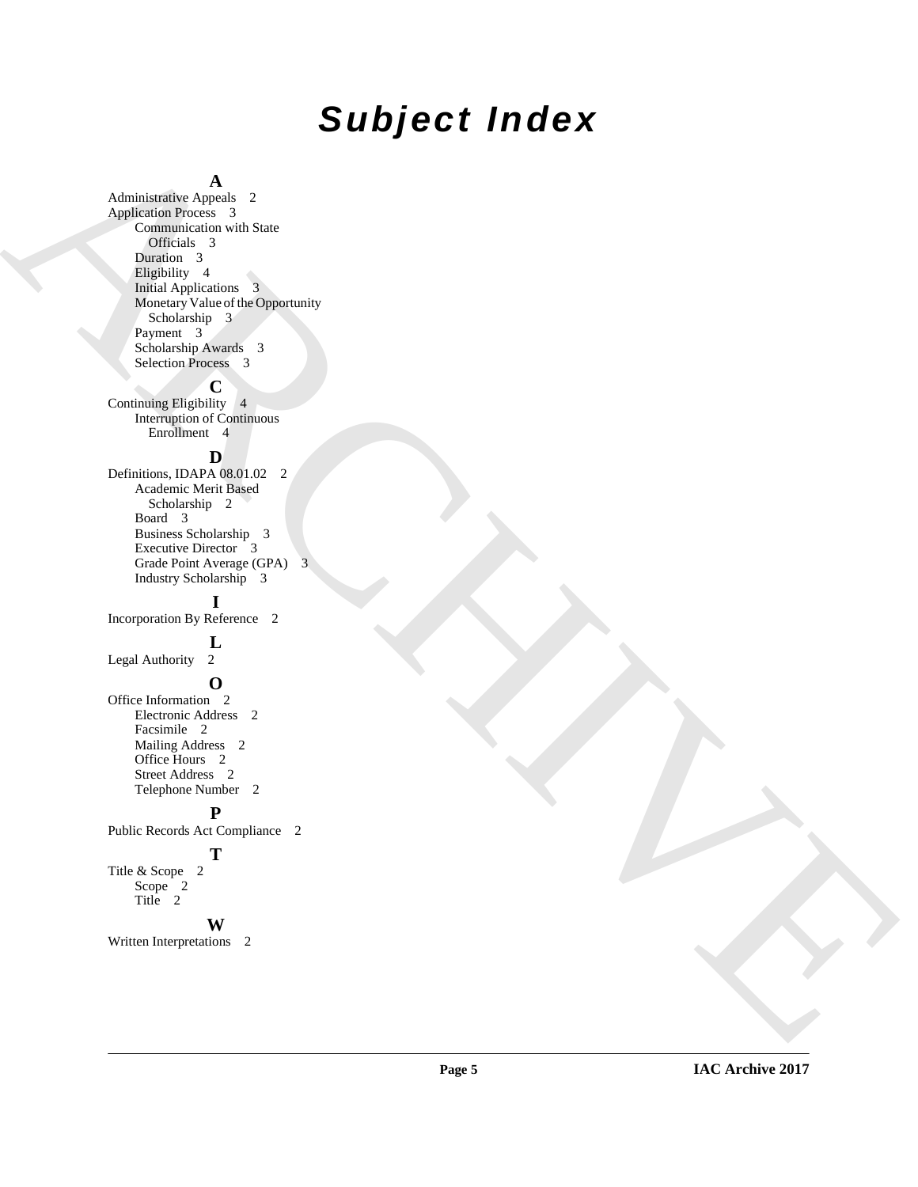# *Subject Index*

**A**

Administrative Appeals 2
Application Process 3
- Communication with State Officials 3
- Duration 3
- Eligibility 4
- Initial Applications 3
- Monetary Value of the Opportunity Scholarship 3
- Payment 3
- Scholarship Awards 3
- Selection Process 3

**C**

Continuing Eligibility 4
- Interruption of Continuous Enrollment 4

**D**

Definitions, IDAPA 08.01.02 2
- Academic Merit Based Scholarship 2
- Board 3
- Business Scholarship 3
- Executive Director 3
- Grade Point Average (GPA) 3
- Industry Scholarship 3

**I**

Incorporation By Reference 2

**L**

Legal Authority 2

**O**

Office Information 2
- Electronic Address 2
- Facsimile 2
- Mailing Address 2
- Office Hours 2
- Street Address 2
- Telephone Number 2

**P**

Public Records Act Compliance 2

**T**

Title & Scope 2
- Scope 2
- Title 2

**W**

Written Interpretations 2